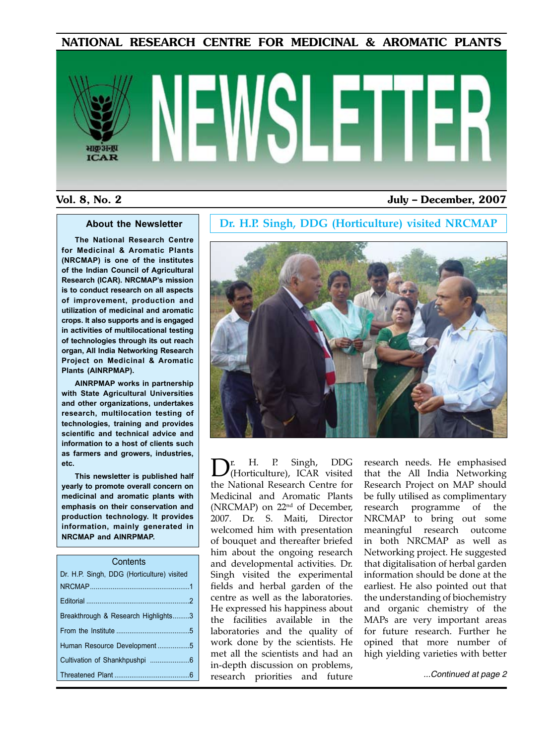# NATIONAL RESEARCH CENTRE FOR MEDICINAL & AROMATIC PLANTS

# NEWSLETTER

**Vol. 8, No. 2** **July – December, 2007**

## About the Newsletter

**The National Research Centre for Medicinal & Aromatic Plants (NRCMAP) is one of the institutes of the Indian Council of Agricultural Research (ICAR). NRCMAP's mission is to conduct research on all aspects of improvement, production and utilization of medicinal and aromatic crops. It also supports and is engaged in activities of multilocational testing of technologies through its out reach organ, All India Networking Research Project on Medicinal & Aromatic Plants (AINRPMAP).**

**AINRPMAP works in partnership with State Agricultural Universities and other organizations, undertakes research, multilocation testing of technologies, training and provides scientific and technical advice and information to a host of clients such as farmers and growers, industries, etc.**

**This newsletter is published half yearly to promote overall concern on medicinal and aromatic plants with emphasis on their conservation and production technology. It provides information, mainly generated in NRCMAP and AINRPMAP.**

## Contents

- Dr. H.P. Singh, DDG (Horticulture) visited NRCMAP....1
- Editorial....2
- Breakthrough & Research Highlights....3
- From the Institute....5
- Human Resource Development....5
- Cultivation of Shankhpushpi....6
- Threatened Plant....6

## Dr. H.P. Singh, DDG (Horticulture) visited NRCMAP

Dr. H. P. Singh, DDG (Horticulture), ICAR visited the National Research Centre for Medicinal and Aromatic Plants (NRCMAP) on 22nd of December, 2007. Dr. S. Maiti, Director welcomed him with presentation of bouquet and thereafter briefed him about the ongoing research and developmental activities. Dr. Singh visited the experimental fields and herbal garden of the centre as well as the laboratories. He expressed his happiness about the facilities available in the laboratories and the quality of work done by the scientists. He met all the scientists and had an in-depth discussion on problems, research priorities and future research needs. He emphasised that the All India Networking Research Project on MAP should be fully utilised as complimentary research programme of the NRCMAP to bring out some meaningful research outcome in both NRCMAP as well as Networking project. He suggested that digitalisation of herbal garden information should be done at the earliest. He also pointed out that the understanding of biochemistry and organic chemistry of the MAPs are very important areas for future research. Further he opined that more number of high yielding varieties with better

*...Continued at page 2*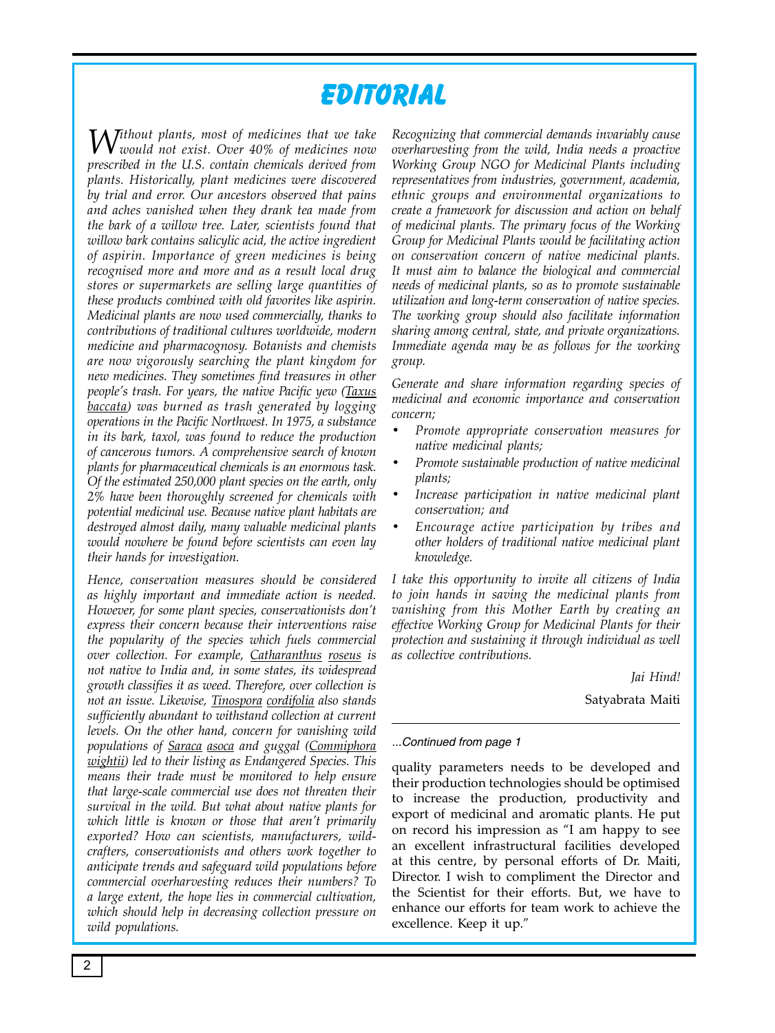# EDITORIAL

*Without plants, most of medicines that we take would not exist. Over 40% of medicines now prescribed in the U.S. contain chemicals derived from plants. Historically, plant medicines were discovered by trial and error. Our ancestors observed that pains and aches vanished when they drank tea made from the bark of a willow tree. Later, scientists found that willow bark contains salicylic acid, the active ingredient of aspirin. Importance of green medicines is being recognised more and more and as a result local drug stores or supermarkets are selling large quantities of these products combined with old favorites like aspirin. Medicinal plants are now used commercially, thanks to contributions of traditional cultures worldwide, modern medicine and pharmacognosy. Botanists and chemists are now vigorously searching the plant kingdom for new medicines. They sometimes find treasures in other people's trash. For years, the native Pacific yew (Taxus baccata) was burned as trash generated by logging operations in the Pacific Northwest. In 1975, a substance in its bark, taxol, was found to reduce the production of cancerous tumors. A comprehensive search of known plants for pharmaceutical chemicals is an enormous task. Of the estimated 250,000 plant species on the earth, only 2% have been thoroughly screened for chemicals with potential medicinal use. Because native plant habitats are destroyed almost daily, many valuable medicinal plants would nowhere be found before scientists can even lay their hands for investigation.*

*Hence, conservation measures should be considered as highly important and immediate action is needed. However, for some plant species, conservationists don't express their concern because their interventions raise the popularity of the species which fuels commercial over collection. For example, Catharanthus roseus is not native to India and, in some states, its widespread growth classifies it as weed. Therefore, over collection is not an issue. Likewise, Tinospora cordifolia also stands sufficiently abundant to withstand collection at current levels. On the other hand, concern for vanishing wild populations of Saraca asoca and guggal (Commiphora wightii) led to their listing as Endangered Species. This means their trade must be monitored to help ensure that large-scale commercial use does not threaten their survival in the wild. But what about native plants for which little is known or those that aren't primarily exported? How can scientists, manufacturers, wild-crafters, conservationists and others work together to anticipate trends and safeguard wild populations before commercial overharvesting reduces their numbers? To a large extent, the hope lies in commercial cultivation, which should help in decreasing collection pressure on wild populations.*

*Recognizing that commercial demands invariably cause overharvesting from the wild, India needs a proactive Working Group NGO for Medicinal Plants including representatives from industries, government, academia, ethnic groups and environmental organizations to create a framework for discussion and action on behalf of medicinal plants. The primary focus of the Working Group for Medicinal Plants would be facilitating action on conservation concern of native medicinal plants. It must aim to balance the biological and commercial needs of medicinal plants, so as to promote sustainable utilization and long-term conservation of native species. The working group should also facilitate information sharing among central, state, and private organizations. Immediate agenda may be as follows for the working group.*

*Generate and share information regarding species of medicinal and economic importance and conservation concern;*

- *Promote appropriate conservation measures for native medicinal plants;*
- *Promote sustainable production of native medicinal plants;*
- *Increase participation in native medicinal plant conservation; and*
- *Encourage active participation by tribes and other holders of traditional native medicinal plant knowledge.*

*I take this opportunity to invite all citizens of India to join hands in saving the medicinal plants from vanishing from this Mother Earth by creating an effective Working Group for Medicinal Plants for their protection and sustaining it through individual as well as collective contributions.*

*Jai Hind!*

Satyabrata Maiti

---

*...Continued from page 1*

quality parameters needs to be developed and their production technologies should be optimised to increase the production, productivity and export of medicinal and aromatic plants. He put on record his impression as "I am happy to see an excellent infrastructural facilities developed at this centre, by personal efforts of Dr. Maiti, Director. I wish to compliment the Director and the Scientist for their efforts. But, we have to enhance our efforts for team work to achieve the excellence. Keep it up."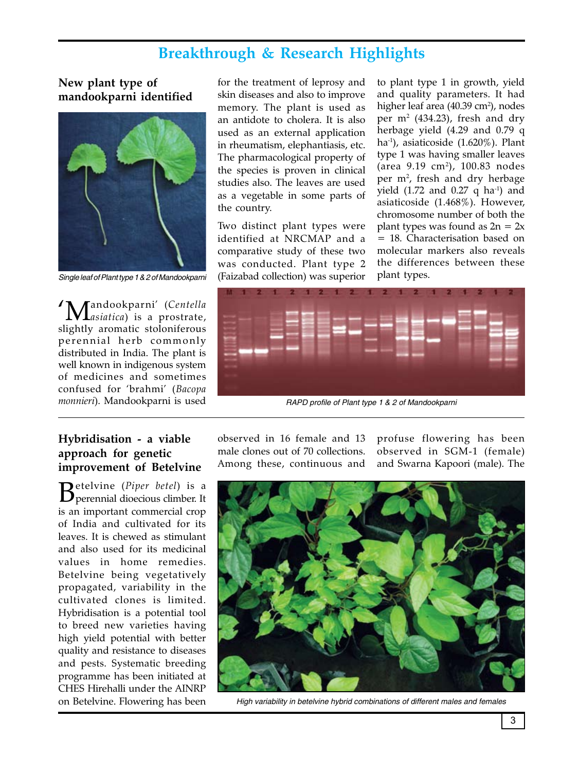# Breakthrough & Research Highlights

## New plant type of mandookparni identified

Single leaf of Plant type 1 & 2 of Mandookparni

'Mandookparni' (*Centella asiatica*) is a prostrate, slightly aromatic stoloniferous perennial herb commonly distributed in India. The plant is well known in indigenous system of medicines and sometimes confused for 'brahmi' (*Bacopa monnieri*). Mandookparni is used for the treatment of leprosy and skin diseases and also to improve memory. The plant is used as an antidote to cholera. It is also used as an external application in rheumatism, elephantiasis, etc. The pharmacological property of the species is proven in clinical studies also. The leaves are used as a vegetable in some parts of the country.

Two distinct plant types were identified at NRCMAP and a comparative study of these two was conducted. Plant type 2 (Faizabad collection) was superior to plant type 1 in growth, yield and quality parameters. It had higher leaf area (40.39 $cm^2$), nodes per $m^2$ (434.23), fresh and dry herbage yield (4.29 and 0.79 q $ha^{-1}$), asiaticoside (1.620%). Plant type 1 was having smaller leaves (area 9.19 $cm^2$), 100.83 nodes per $m^2$, fresh and dry herbage yield (1.72 and 0.27 q $ha^{-1}$) and asiaticoside (1.468%). However, chromosome number of both the plant types was found as $2n = 2x = 18$. Characterisation based on molecular markers also reveals the differences between these plant types.

RAPD profile of Plant type 1 & 2 of Mandookparni

## Hybridisation - a viable approach for genetic improvement of Betelvine

Betelvine (*Piper betel*) is a perennial dioecious climber. It is an important commercial crop of India and cultivated for its leaves. It is chewed as stimulant and also used for its medicinal values in home remedies. Betelvine being vegetatively propagated, variability in the cultivated clones is limited. Hybridisation is a potential tool to breed new varieties having high yield potential with better quality and resistance to diseases and pests. Systematic breeding programme has been initiated at CHES Hirehalli under the AINRP on Betelvine. Flowering has been observed in 16 female and 13 male clones out of 70 collections. Among these, continuous and profuse flowering has been observed in SGM-1 (female) and Swarna Kapoori (male). The

High variability in betelvine hybrid combinations of different males and females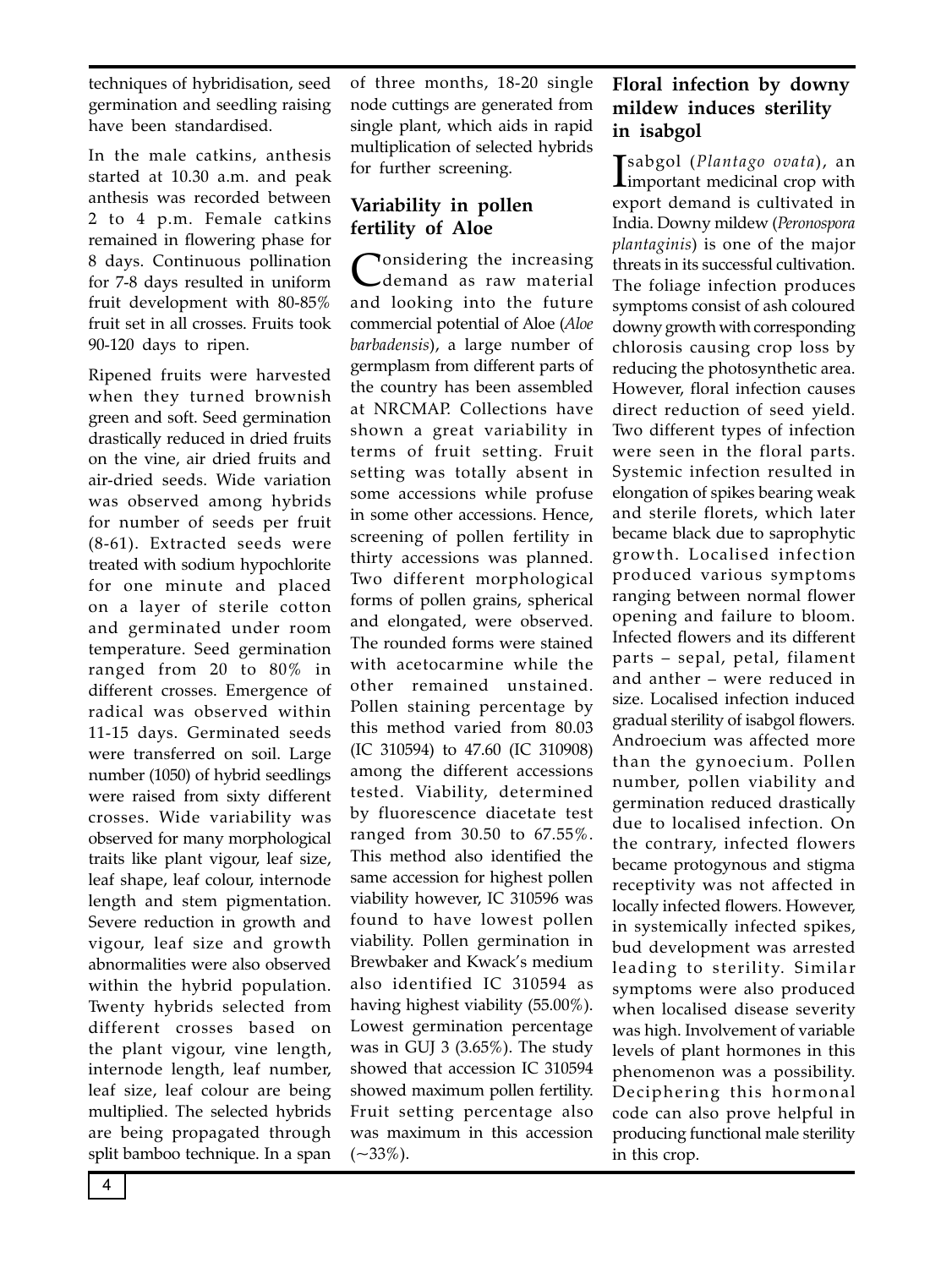techniques of hybridisation, seed germination and seedling raising have been standardised.

In the male catkins, anthesis started at 10.30 a.m. and peak anthesis was recorded between 2 to 4 p.m. Female catkins remained in flowering phase for 8 days. Continuous pollination for 7-8 days resulted in uniform fruit development with 80-85% fruit set in all crosses. Fruits took 90-120 days to ripen.

Ripened fruits were harvested when they turned brownish green and soft. Seed germination drastically reduced in dried fruits on the vine, air dried fruits and air-dried seeds. Wide variation was observed among hybrids for number of seeds per fruit (8-61). Extracted seeds were treated with sodium hypochlorite for one minute and placed on a layer of sterile cotton and germinated under room temperature. Seed germination ranged from 20 to 80% in different crosses. Emergence of radical was observed within 11-15 days. Germinated seeds were transferred on soil. Large number (1050) of hybrid seedlings were raised from sixty different crosses. Wide variability was observed for many morphological traits like plant vigour, leaf size, leaf shape, leaf colour, internode length and stem pigmentation. Severe reduction in growth and vigour, leaf size and growth abnormalities were also observed within the hybrid population. Twenty hybrids selected from different crosses based on the plant vigour, vine length, internode length, leaf number, leaf size, leaf colour are being multiplied. The selected hybrids are being propagated through split bamboo technique. In a span of three months, 18-20 single node cuttings are generated from single plant, which aids in rapid multiplication of selected hybrids for further screening.

## Variability in pollen fertility of Aloe

Considering the increasing demand as raw material and looking into the future commercial potential of Aloe (*Aloe barbadensis*), a large number of germplasm from different parts of the country has been assembled at NRCMAP. Collections have shown a great variability in terms of fruit setting. Fruit setting was totally absent in some accessions while profuse in some other accessions. Hence, screening of pollen fertility in thirty accessions was planned. Two different morphological forms of pollen grains, spherical and elongated, were observed. The rounded forms were stained with acetocarmine while the other remained unstained. Pollen staining percentage by this method varied from 80.03 (IC 310594) to 47.60 (IC 310908) among the different accessions tested. Viability, determined by fluorescence diacetate test ranged from 30.50 to 67.55%. This method also identified the same accession for highest pollen viability however, IC 310596 was found to have lowest pollen viability. Pollen germination in Brewbaker and Kwack's medium also identified IC 310594 as having highest viability (55.00%). Lowest germination percentage was in GUJ 3 (3.65%). The study showed that accession IC 310594 showed maximum pollen fertility. Fruit setting percentage also was maximum in this accession (~33%).

## Floral infection by downy mildew induces sterility in isabgol

Isabgol (*Plantago ovata*), an important medicinal crop with export demand is cultivated in India. Downy mildew (*Peronospora plantaginis*) is one of the major threats in its successful cultivation. The foliage infection produces symptoms consist of ash coloured downy growth with corresponding chlorosis causing crop loss by reducing the photosynthetic area. However, floral infection causes direct reduction of seed yield. Two different types of infection were seen in the floral parts. Systemic infection resulted in elongation of spikes bearing weak and sterile florets, which later became black due to saprophytic growth. Localised infection produced various symptoms ranging between normal flower opening and failure to bloom. Infected flowers and its different parts – sepal, petal, filament and anther – were reduced in size. Localised infection induced gradual sterility of isabgol flowers. Androecium was affected more than the gynoecium. Pollen number, pollen viability and germination reduced drastically due to localised infection. On the contrary, infected flowers became protogynous and stigma receptivity was not affected in locally infected flowers. However, in systemically infected spikes, bud development was arrested leading to sterility. Similar symptoms were also produced when localised disease severity was high. Involvement of variable levels of plant hormones in this phenomenon was a possibility. Deciphering this hormonal code can also prove helpful in producing functional male sterility in this crop.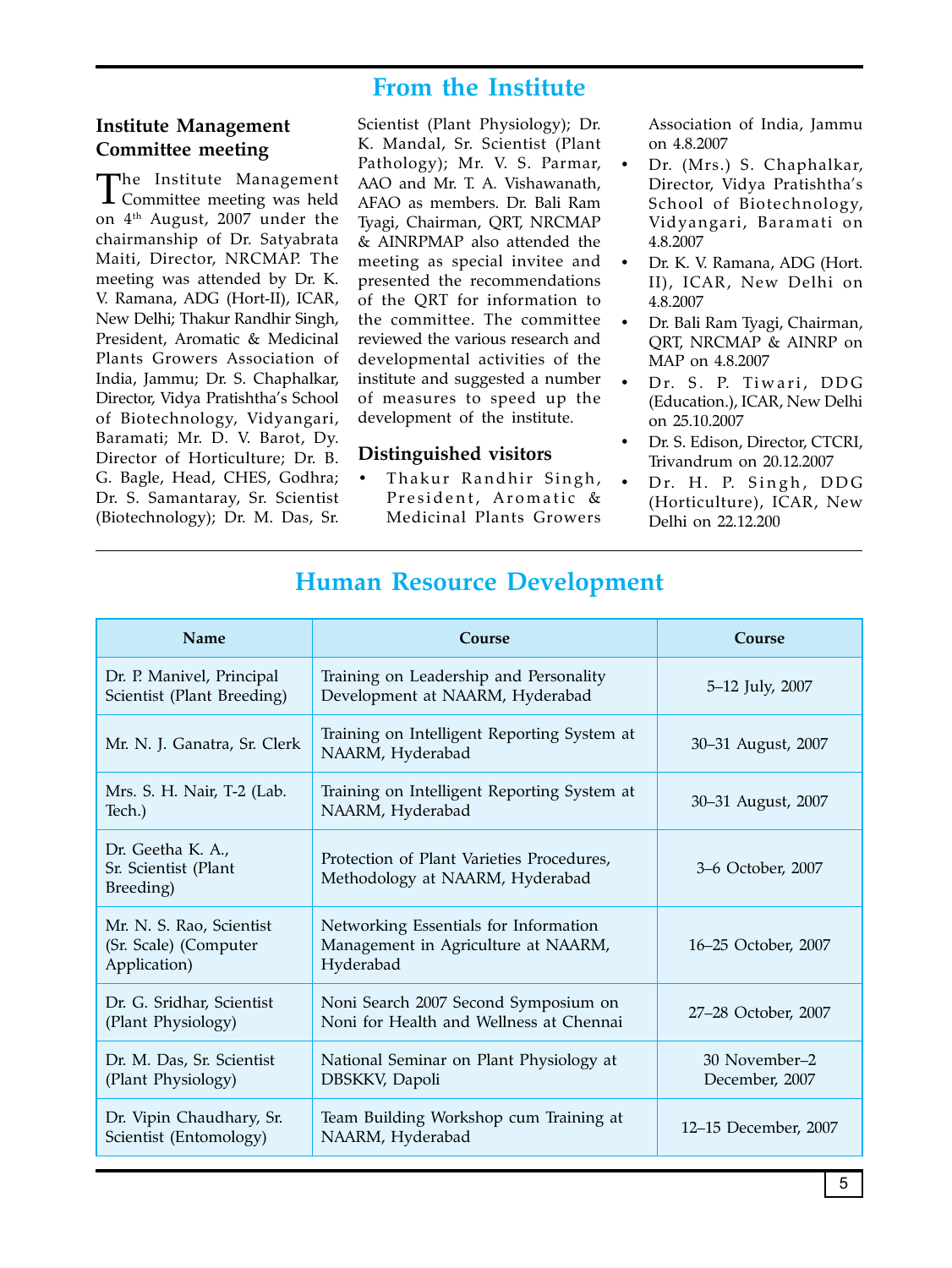# From the Institute

## Institute Management Committee meeting

The Institute Management Committee meeting was held on 4th August, 2007 under the chairmanship of Dr. Satyabrata Maiti, Director, NRCMAP. The meeting was attended by Dr. K. V. Ramana, ADG (Hort-II), ICAR, New Delhi; Thakur Randhir Singh, President, Aromatic & Medicinal Plants Growers Association of India, Jammu; Dr. S. Chaphalkar, Director, Vidya Pratishtha's School of Biotechnology, Vidyangari, Baramati; Mr. D. V. Barot, Dy. Director of Horticulture; Dr. B. G. Bagle, Head, CHES, Godhra; Dr. S. Samantaray, Sr. Scientist (Biotechnology); Dr. M. Das, Sr. Scientist (Plant Physiology); Dr. K. Mandal, Sr. Scientist (Plant Pathology); Mr. V. S. Parmar, AAO and Mr. T. A. Vishawanath, AFAO as members. Dr. Bali Ram Tyagi, Chairman, QRT, NRCMAP & AINRPMAP also attended the meeting as special invitee and presented the recommendations of the QRT for information to the committee. The committee reviewed the various research and developmental activities of the institute and suggested a number of measures to speed up the development of the institute.

## Distinguished visitors

- Thakur Randhir Singh, President, Aromatic & Medicinal Plants Growers Association of India, Jammu on 4.8.2007
- Dr. (Mrs.) S. Chaphalkar, Director, Vidya Pratishtha's School of Biotechnology, Vidyangari, Baramati on 4.8.2007
- Dr. K. V. Ramana, ADG (Hort. II), ICAR, New Delhi on 4.8.2007
- Dr. Bali Ram Tyagi, Chairman, QRT, NRCMAP & AINRP on MAP on 4.8.2007
- Dr. S. P. Tiwari, DDG (Education.), ICAR, New Delhi on 25.10.2007
- Dr. S. Edison, Director, CTCRI, Trivandrum on 20.12.2007
- Dr. H. P. Singh, DDG (Horticulture), ICAR, New Delhi on 22.12.200

# Human Resource Development

| Name | Course | Course |
|---|---|---|
| Dr. P. Manivel, Principal Scientist (Plant Breeding) | Training on Leadership and Personality Development at NAARM, Hyderabad | 5–12 July, 2007 |
| Mr. N. J. Ganatra, Sr. Clerk | Training on Intelligent Reporting System at NAARM, Hyderabad | 30–31 August, 2007 |
| Mrs. S. H. Nair, T-2 (Lab. Tech.) | Training on Intelligent Reporting System at NAARM, Hyderabad | 30–31 August, 2007 |
| Dr. Geetha K. A., Sr. Scientist (Plant Breeding) | Protection of Plant Varieties Procedures, Methodology at NAARM, Hyderabad | 3–6 October, 2007 |
| Mr. N. S. Rao, Scientist (Sr. Scale) (Computer Application) | Networking Essentials for Information Management in Agriculture at NAARM, Hyderabad | 16–25 October, 2007 |
| Dr. G. Sridhar, Scientist (Plant Physiology) | Noni Search 2007 Second Symposium on Noni for Health and Wellness at Chennai | 27–28 October, 2007 |
| Dr. M. Das, Sr. Scientist (Plant Physiology) | National Seminar on Plant Physiology at DBSKKV, Dapoli | 30 November–2 December, 2007 |
| Dr. Vipin Chaudhary, Sr. Scientist (Entomology) | Team Building Workshop cum Training at NAARM, Hyderabad | 12–15 December, 2007 |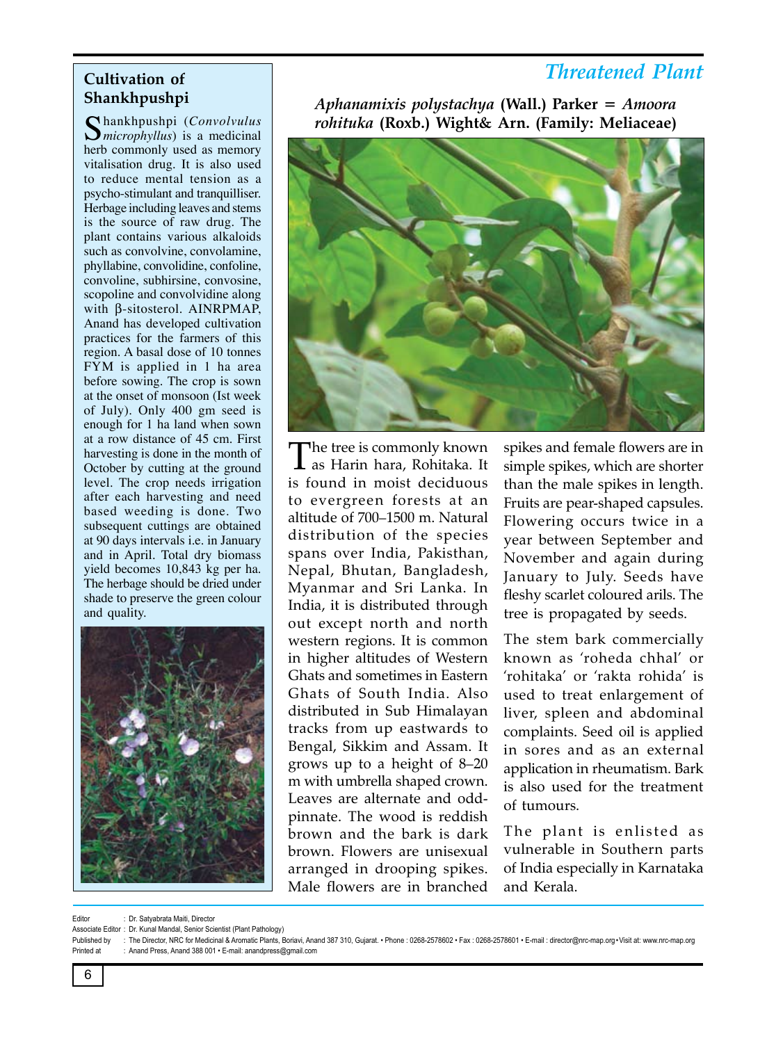## Cultivation of Shankhpushpi

Shankhpushpi (*Convolvulus microphyllus*) is a medicinal herb commonly used as memory vitalisation drug. It is also used to reduce mental tension as a psycho-stimulant and tranquilliser. Herbage including leaves and stems is the source of raw drug. The plant contains various alkaloids such as convolvine, convolamine, phyllabine, convolidine, confoline, convoline, subhirsine, convosine, scopoline and convolvidine along with β-sitosterol. AINRPMAP, Anand has developed cultivation practices for the farmers of this region. A basal dose of 10 tonnes FYM is applied in 1 ha area before sowing. The crop is sown at the onset of monsoon (Ist week of July). Only 400 gm seed is enough for 1 ha land when sown at a row distance of 45 cm. First harvesting is done in the month of October by cutting at the ground level. The crop needs irrigation after each harvesting and need based weeding is done. Two subsequent cuttings are obtained at 90 days intervals i.e. in January and in April. Total dry biomass yield becomes 10,843 kg per ha. The herbage should be dried under shade to preserve the green colour and quality.

## *Threatened Plant*

### *Aphanamixis polystachya* (Wall.) Parker = *Amoora rohituka* (Roxb.) Wight& Arn. (Family: Meliaceae)

The tree is commonly known as Harin hara, Rohitaka. It is found in moist deciduous to evergreen forests at an altitude of 700–1500 m. Natural distribution of the species spans over India, Pakisthan, Nepal, Bhutan, Bangladesh, Myanmar and Sri Lanka. In India, it is distributed through out except north and north western regions. It is common in higher altitudes of Western Ghats and sometimes in Eastern Ghats of South India. Also distributed in Sub Himalayan tracks from up eastwards to Bengal, Sikkim and Assam. It grows up to a height of 8–20 m with umbrella shaped crown. Leaves are alternate and odd-pinnate. The wood is reddish brown and the bark is dark brown. Flowers are unisexual arranged in drooping spikes. Male flowers are in branched spikes and female flowers are in simple spikes, which are shorter than the male spikes in length. Fruits are pear-shaped capsules. Flowering occurs twice in a year between September and November and again during January to July. Seeds have fleshy scarlet coloured arils. The tree is propagated by seeds.

The stem bark commercially known as 'roheda chhal' or 'rohitaka' or 'rakta rohida' is used to treat enlargement of liver, spleen and abdominal complaints. Seed oil is applied in sores and as an external application in rheumatism. Bark is also used for the treatment of tumours.

The plant is enlisted as vulnerable in Southern parts of India especially in Karnataka and Kerala.

Editor : Dr. Satyabrata Maiti, Director
Associate Editor : Dr. Kunal Mandal, Senior Scientist (Plant Pathology)
Published by : The Director, NRC for Medicinal & Aromatic Plants, Boriavi, Anand 387 310, Gujarat. • Phone : 0268-2578602 • Fax : 0268-2578601 • E-mail : director@nrc-map.org • Visit at: www.nrc-map.org
Printed at : Anand Press, Anand 388 001 • E-mail: anandpress@gmail.com